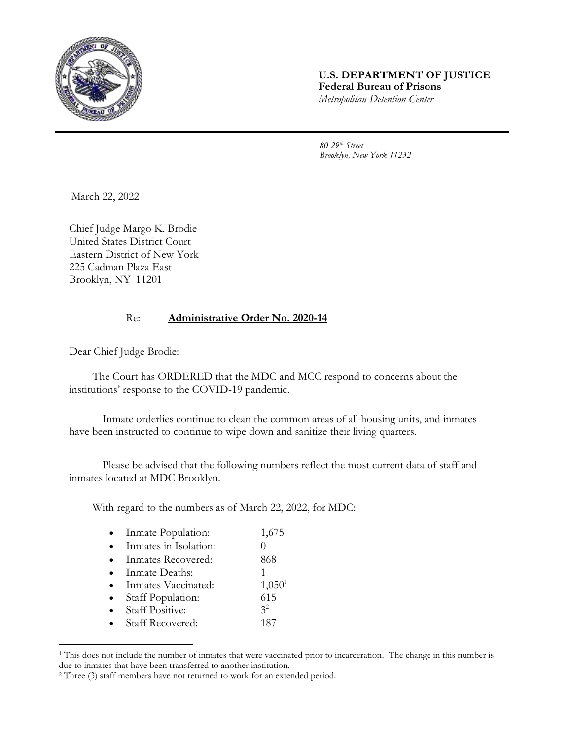**U.S. DEPARTMENT OF JUSTICE**
**Federal Bureau of Prisons**
*Metropolitan Detention Center*

*80 29th Street*
*Brooklyn, New York 11232*

March 22, 2022

Chief Judge Margo K. Brodie
United States District Court
Eastern District of New York
225 Cadman Plaza East
Brooklyn, NY 11201

Re: **Administrative Order No. 2020-14**

Dear Chief Judge Brodie:

The Court has ORDERED that the MDC and MCC respond to concerns about the institutions' response to the COVID-19 pandemic.

Inmate orderlies continue to clean the common areas of all housing units, and inmates have been instructed to continue to wipe down and sanitize their living quarters.

Please be advised that the following numbers reflect the most current data of staff and inmates located at MDC Brooklyn.

With regard to the numbers as of March 22, 2022, for MDC:

- Inmate Population: 1,675
- Inmates in Isolation: 0
- Inmates Recovered: 868
- Inmate Deaths: 1
- Inmates Vaccinated: 1,050[1]
- Staff Population: 615
- Staff Positive: 3[2]
- Staff Recovered: 187

---

[1] This does not include the number of inmates that were vaccinated prior to incarceration. The change in this number is due to inmates that have been transferred to another institution.

[2] Three (3) staff members have not returned to work for an extended period.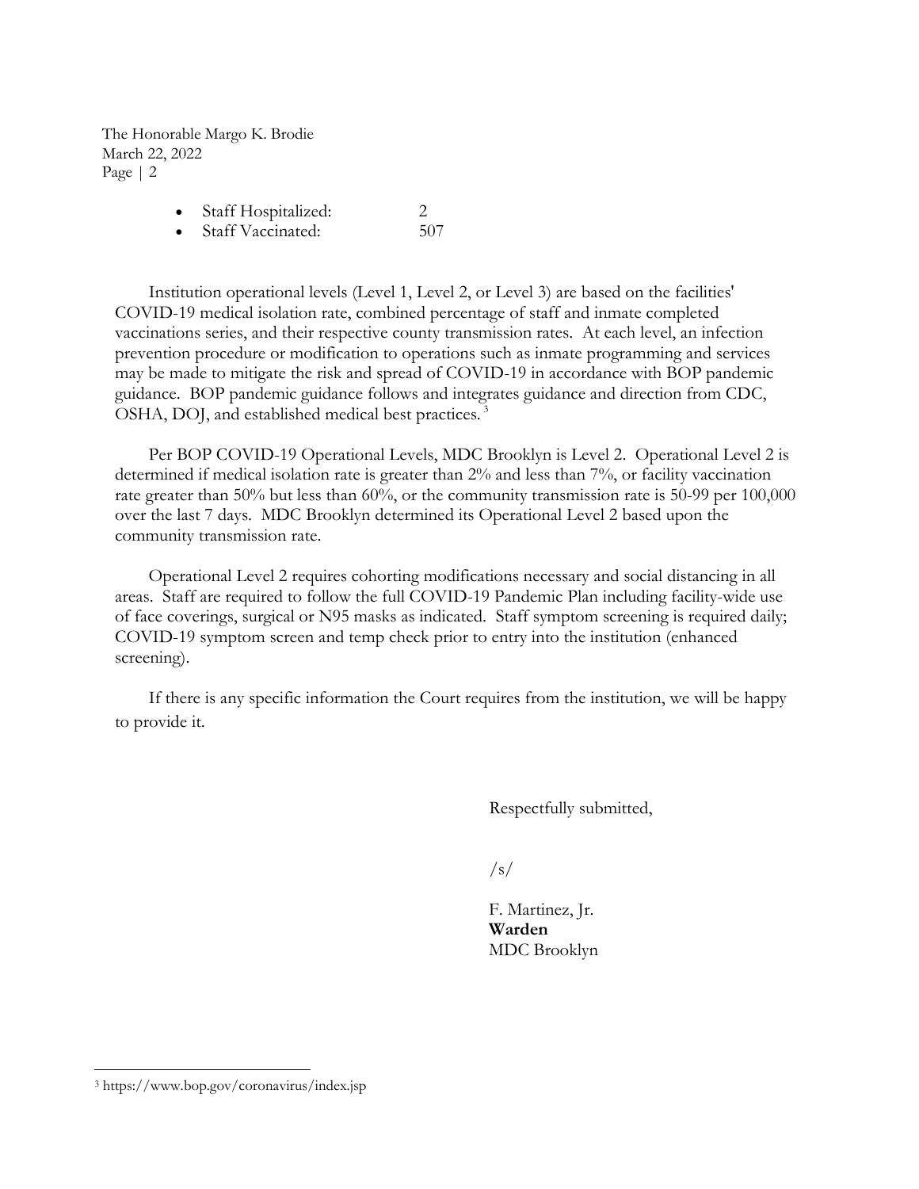- Staff Hospitalized: 2
- Staff Vaccinated: 507

Institution operational levels (Level 1, Level 2, or Level 3) are based on the facilities' COVID-19 medical isolation rate, combined percentage of staff and inmate completed vaccinations series, and their respective county transmission rates. At each level, an infection prevention procedure or modification to operations such as inmate programming and services may be made to mitigate the risk and spread of COVID-19 in accordance with BOP pandemic guidance. BOP pandemic guidance follows and integrates guidance and direction from CDC, OSHA, DOJ, and established medical best practices.[3]

Per BOP COVID-19 Operational Levels, MDC Brooklyn is Level 2. Operational Level 2 is determined if medical isolation rate is greater than 2% and less than 7%, or facility vaccination rate greater than 50% but less than 60%, or the community transmission rate is 50-99 per 100,000 over the last 7 days. MDC Brooklyn determined its Operational Level 2 based upon the community transmission rate.

Operational Level 2 requires cohorting modifications necessary and social distancing in all areas. Staff are required to follow the full COVID-19 Pandemic Plan including facility-wide use of face coverings, surgical or N95 masks as indicated. Staff symptom screening is required daily; COVID-19 symptom screen and temp check prior to entry into the institution (enhanced screening).

If there is any specific information the Court requires from the institution, we will be happy to provide it.

Respectfully submitted,

/s/

F. Martinez, Jr.
**Warden**
MDC Brooklyn

[3] https://www.bop.gov/coronavirus/index.jsp